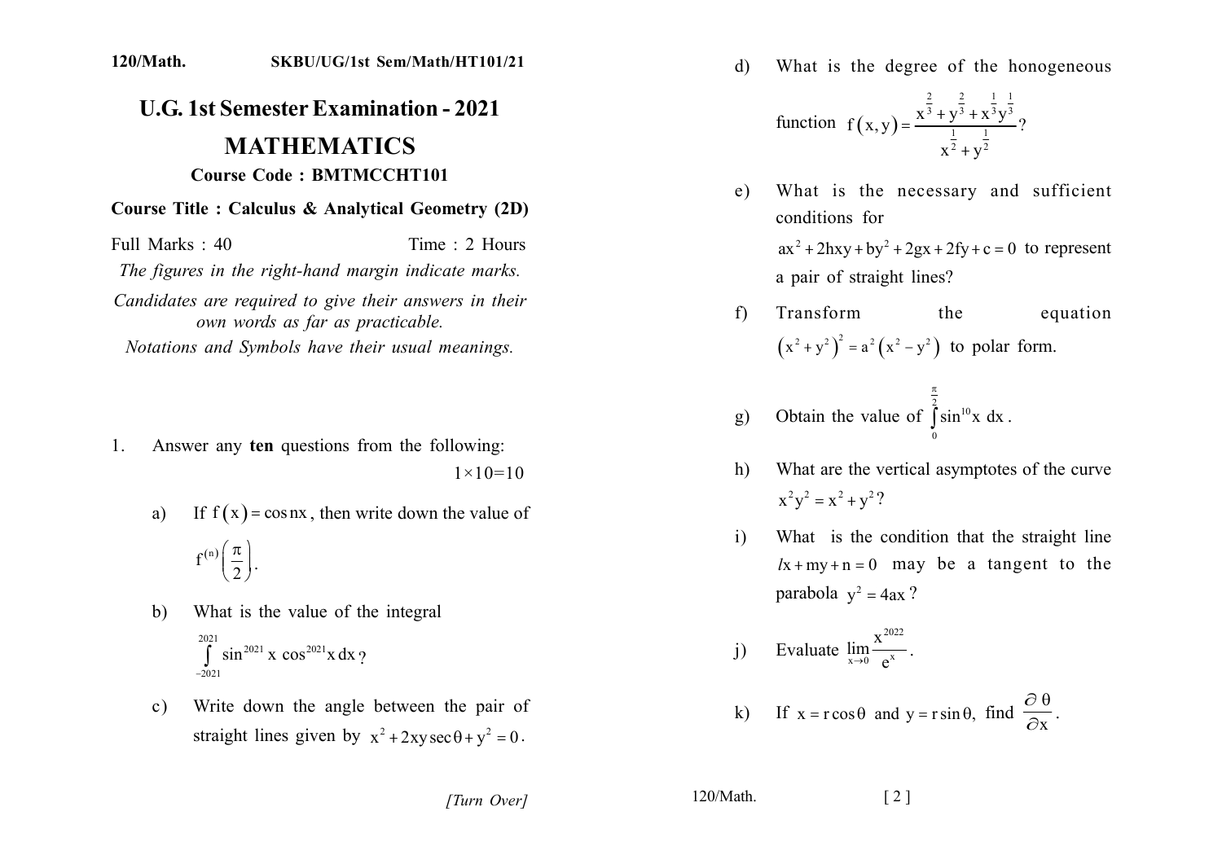120/Math. SKBU/UG/1st Sem/Math/HT101/21

# U.G. 1st Semester Examination - 2021

## MATHEMATICS

**Course Code : BMTMCCHT101**

**Course Title : Calculus & Analytical Geometry (2D)**

Full Marks : 40 Time : 2 Hours

*The figures in the right-hand margin indicate marks.*

*Candidates are required to give their answers in their own words as far as practicable.*

*Notations and Symbols have their usual meanings.*

1. Answer any **ten** questions from the following: $1\times10=10$

   a) If $f(x)=\cos nx$, then write down the value of $f^{(n)}\left(\frac{\pi}{2}\right)$.

   b) What is the value of the integral $\int_{-2021}^{2021}\sin^{2021}x\cos^{2021}x\,dx$?

   c) Write down the angle between the pair of straight lines given by $x^2+2xy\sec\theta+y^2=0$.

   d) What is the degree of the honogeneous function $f(x,y)=\dfrac{x^{\frac{2}{3}}+y^{\frac{2}{3}}+x^{\frac{1}{3}}y^{\frac{1}{3}}}{x^{\frac{1}{2}}+y^{\frac{1}{2}}}$?

   e) What is the necessary and sufficient conditions for $ax^2+2hxy+by^2+2gx+2fy+c=0$ to represent a pair of straight lines?

   f) Transform the equation $\left(x^2+y^2\right)^2=a^2\left(x^2-y^2\right)$ to polar form.

   g) Obtain the value of $\int_{0}^{\frac{\pi}{2}}\sin^{10}x\,dx$.

   h) What are the vertical asymptotes of the curve $x^2y^2=x^2+y^2$?

   i) What is the condition that the straight line $lx+my+n=0$ may be a tangent to the parabola $y^2=4ax$?

   j) Evaluate $\lim\limits_{x\to0}\dfrac{x^{2022}}{e^x}$.

   k) If $x=r\cos\theta$ and $y=r\sin\theta$, find $\dfrac{\partial\theta}{\partial x}$.

[Turn Over]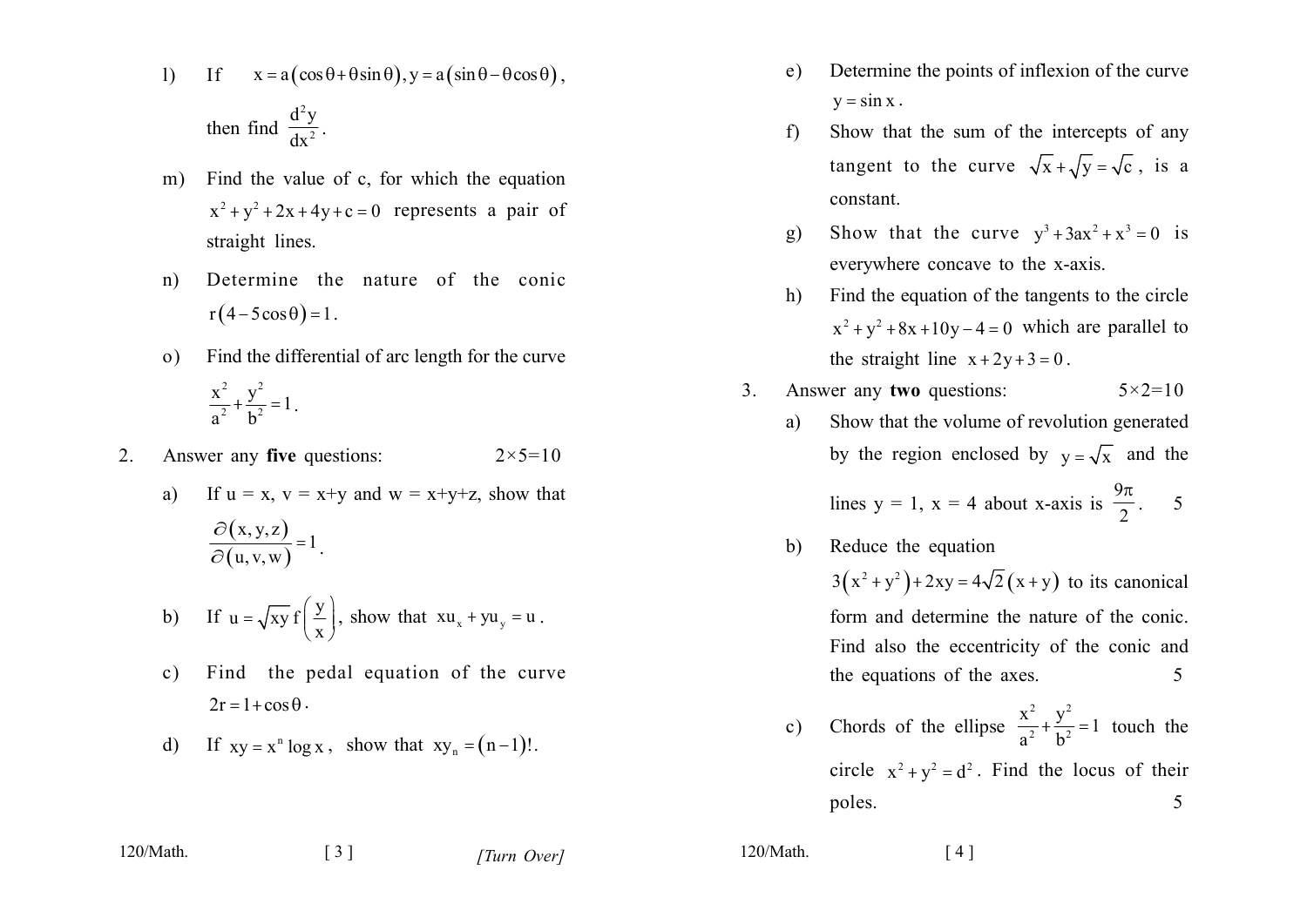l) If $x = a(\cos\theta + \theta\sin\theta), y = a(\sin\theta - \theta\cos\theta)$, then find $\frac{d^2y}{dx^2}$.

m) Find the value of c, for which the equation $x^2 + y^2 + 2x + 4y + c = 0$ represents a pair of straight lines.

n) Determine the nature of the conic $r(4 - 5\cos\theta) = 1$.

o) Find the differential of arc length for the curve $\frac{x^2}{a^2} + \frac{y^2}{b^2} = 1$.

2. Answer any **five** questions: 2×5=10

a) If u = x, v = x+y and w = x+y+z, show that $\frac{\partial(x, y, z)}{\partial(u, v, w)} = 1$.

b) If $u = \sqrt{xy}\, f\left(\frac{y}{x}\right)$, show that $xu_x + yu_y = u$.

c) Find the pedal equation of the curve $2r = 1 + \cos\theta$.

d) If $xy = x^n \log x$, show that $xy_n = (n-1)!$.

e) Determine the points of inflexion of the curve $y = \sin x$.

f) Show that the sum of the intercepts of any tangent to the curve $\sqrt{x} + \sqrt{y} = \sqrt{c}$, is a constant.

g) Show that the curve $y^3 + 3ax^2 + x^3 = 0$ is everywhere concave to the x-axis.

h) Find the equation of the tangents to the circle $x^2 + y^2 + 8x + 10y - 4 = 0$ which are parallel to the straight line $x + 2y + 3 = 0$.

3. Answer any **two** questions: 5×2=10

a) Show that the volume of revolution generated by the region enclosed by $y = \sqrt{x}$ and the lines y = 1, x = 4 about x-axis is $\frac{9\pi}{2}$. 5

b) Reduce the equation $3(x^2 + y^2) + 2xy = 4\sqrt{2}(x + y)$ to its canonical form and determine the nature of the conic. Find also the eccentricity of the conic and the equations of the axes. 5

c) Chords of the ellipse $\frac{x^2}{a^2} + \frac{y^2}{b^2} = 1$ touch the circle $x^2 + y^2 = d^2$. Find the locus of their poles. 5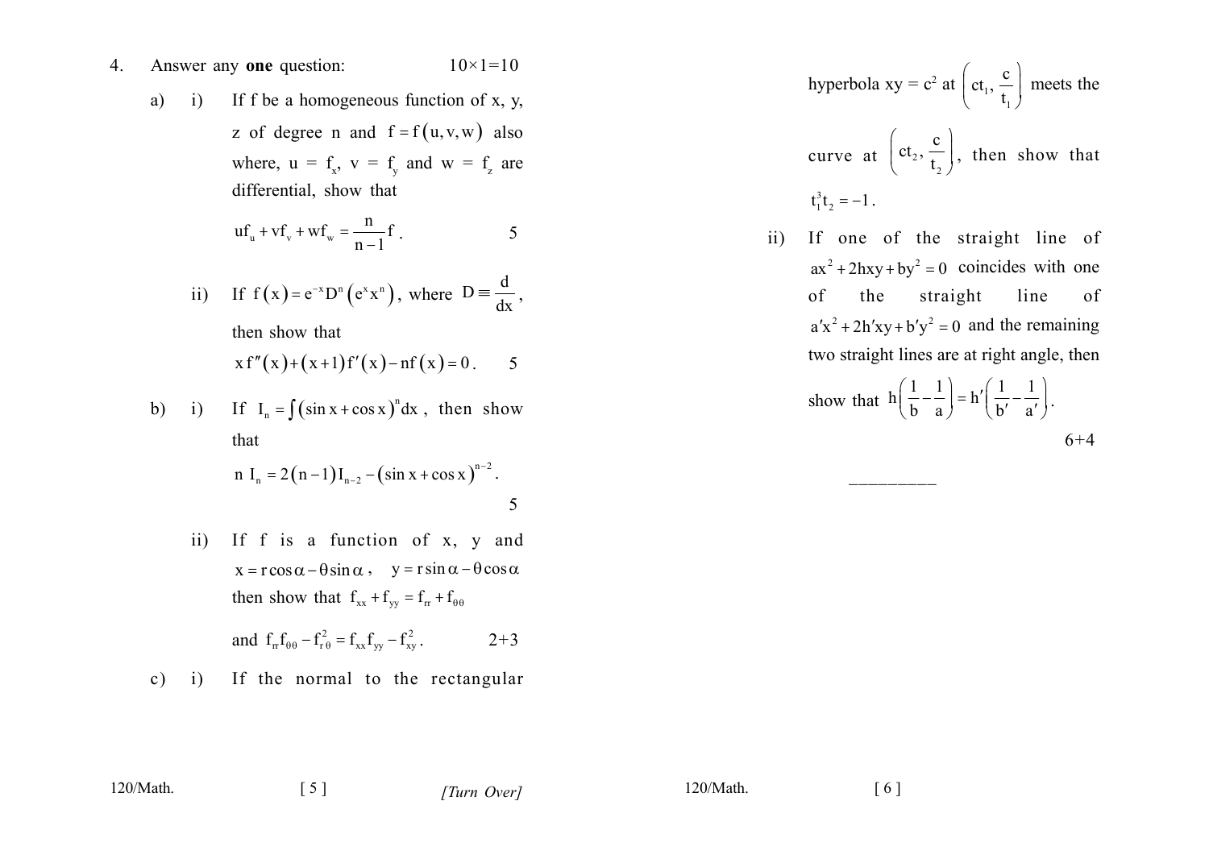4. Answer any **one** question: 10×1=10

a) i) If f be a homogeneous function of x, y, z of degree n and $f = f(u, v, w)$ also where, $u = f_x$, $v = f_y$ and $w = f_z$ are differential, show that

$$uf_u + vf_v + wf_w = \frac{n}{n-1}f.$$ 5

ii) If $f(x) = e^{-x}D^n(e^x x^n)$, where $D \equiv \frac{d}{dx}$, then show that

$$x f''(x) + (x+1)f'(x) - nf(x) = 0.$$ 5

b) i) If $I_n = \int (\sin x + \cos x)^n dx$, then show that

$$n\, I_n = 2(n-1)I_{n-2} - (\sin x + \cos x)^{n-2}.$$ 5

ii) If f is a function of x, y and $x = r\cos\alpha - \theta\sin\alpha$, $y = r\sin\alpha - \theta\cos\alpha$ then show that $f_{xx} + f_{yy} = f_{rr} + f_{\theta\theta}$ and $f_{rr}f_{\theta\theta} - f_{r\theta}^2 = f_{xx}f_{yy} - f_{xy}^2$. 2+3

c) i) If the normal to the rectangular hyperbola $xy = c^2$ at $\left(ct_1, \frac{c}{t_1}\right)$ meets the curve at $\left(ct_2, \frac{c}{t_2}\right)$, then show that $t_1^3 t_2 = -1$.

ii) If one of the straight line of $ax^2 + 2hxy + by^2 = 0$ coincides with one of the straight line of $a'x^2 + 2h'xy + b'y^2 = 0$ and the remaining two straight lines are at right angle, then show that $h\left(\frac{1}{b} - \frac{1}{a}\right) = h'\left(\frac{1}{b'} - \frac{1}{a'}\right)$.

6+4

_________